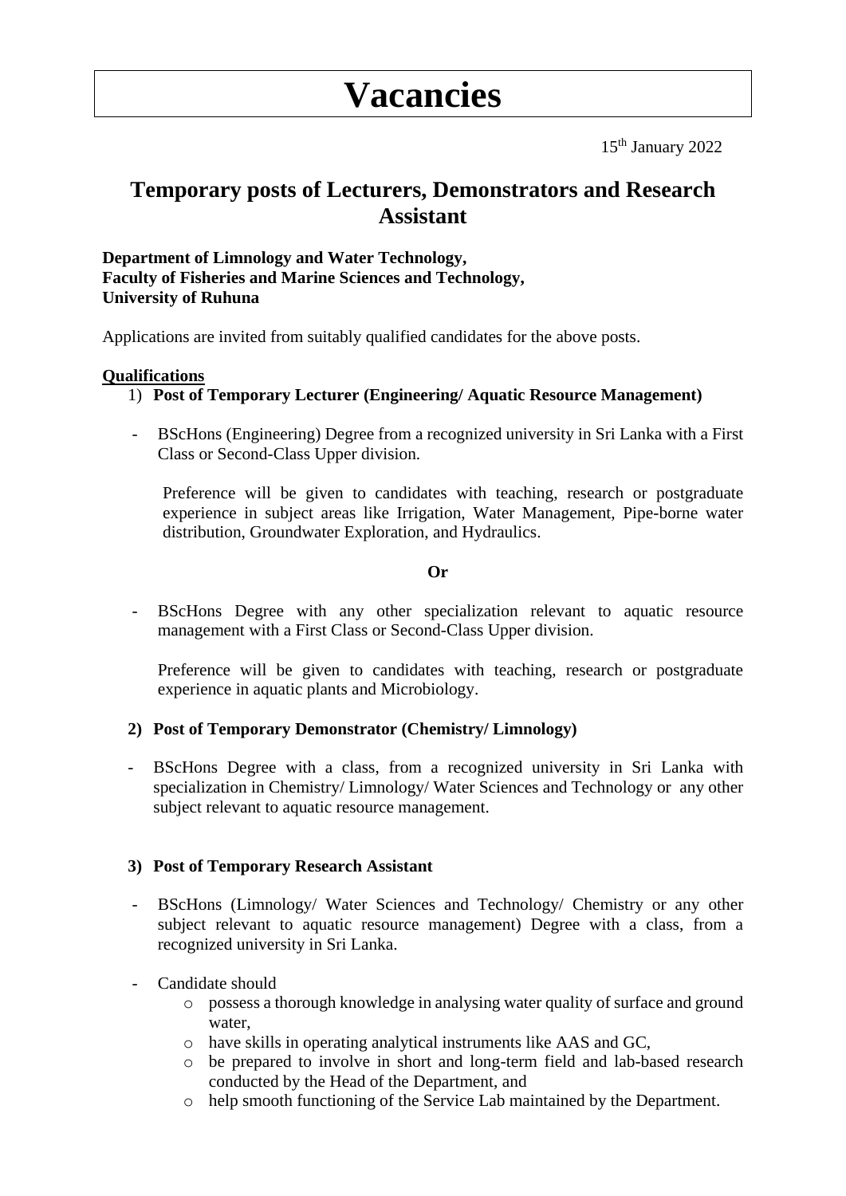# Vacancies

15th January 2022

## Temporary posts of Lecturers, Demonstrators and Research Assistant

**Department of Limnology and Water Technology,**
**Faculty of Fisheries and Marine Sciences and Technology,**
**University of Ruhuna**

Applications are invited from suitably qualified candidates for the above posts.

**Qualifications**

1) **Post of Temporary Lecturer (Engineering/ Aquatic Resource Management)**

- BScHons (Engineering) Degree from a recognized university in Sri Lanka with a First Class or Second-Class Upper division.

  Preference will be given to candidates with teaching, research or postgraduate experience in subject areas like Irrigation, Water Management, Pipe-borne water distribution, Groundwater Exploration, and Hydraulics.

**Or**

- BScHons Degree with any other specialization relevant to aquatic resource management with a First Class or Second-Class Upper division.

  Preference will be given to candidates with teaching, research or postgraduate experience in aquatic plants and Microbiology.

2) **Post of Temporary Demonstrator (Chemistry/ Limnology)**

- BScHons Degree with a class, from a recognized university in Sri Lanka with specialization in Chemistry/ Limnology/ Water Sciences and Technology or any other subject relevant to aquatic resource management.

3) **Post of Temporary Research Assistant**

- BScHons (Limnology/ Water Sciences and Technology/ Chemistry or any other subject relevant to aquatic resource management) Degree with a class, from a recognized university in Sri Lanka.
- Candidate should
  - possess a thorough knowledge in analysing water quality of surface and ground water,
  - have skills in operating analytical instruments like AAS and GC,
  - be prepared to involve in short and long-term field and lab-based research conducted by the Head of the Department, and
  - help smooth functioning of the Service Lab maintained by the Department.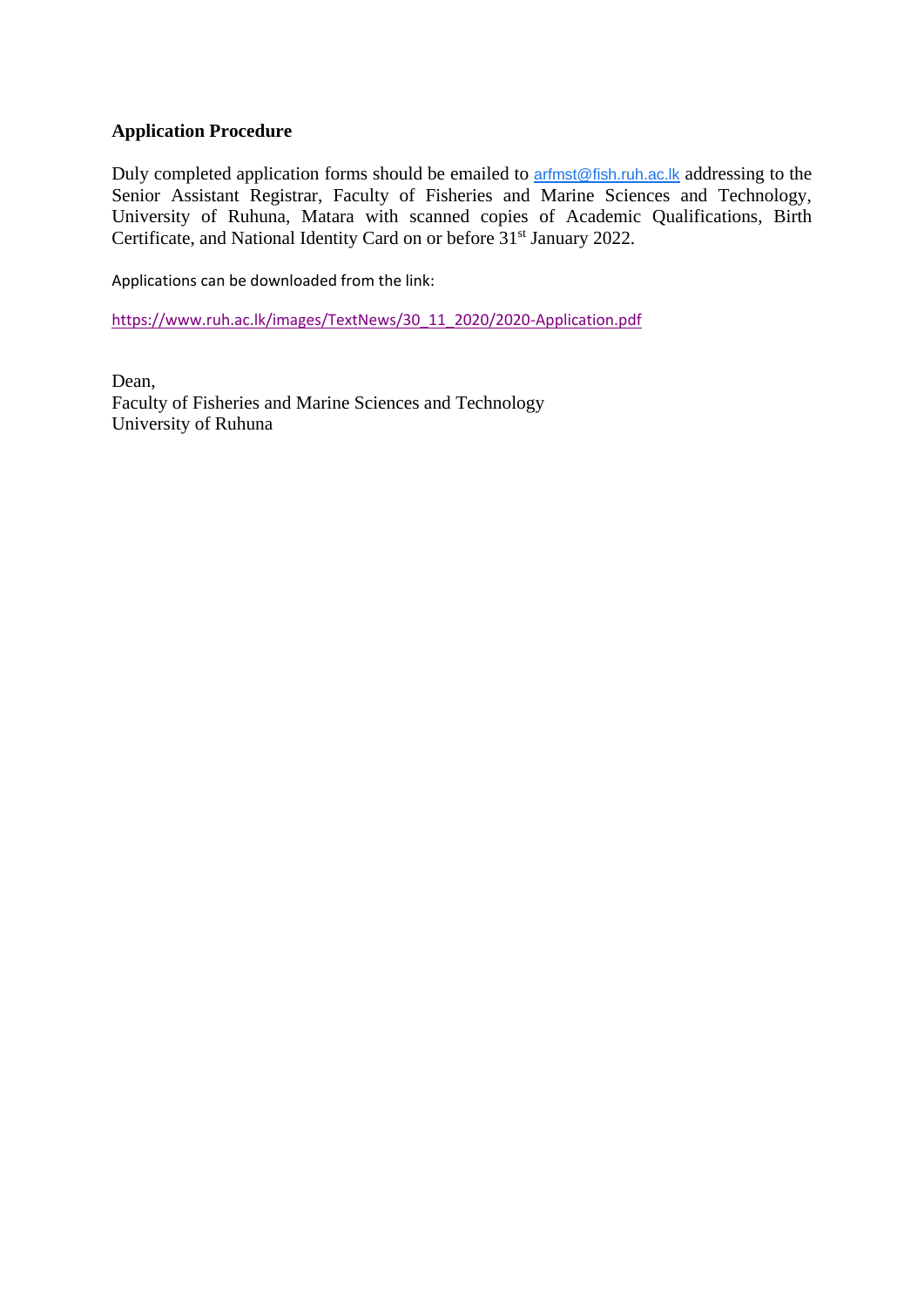### Application Procedure

Duly completed application forms should be emailed to arfmst@fish.ruh.ac.lk addressing to the Senior Assistant Registrar, Faculty of Fisheries and Marine Sciences and Technology, University of Ruhuna, Matara with scanned copies of Academic Qualifications, Birth Certificate, and National Identity Card on or before 31st January 2022.

Applications can be downloaded from the link:

https://www.ruh.ac.lk/images/TextNews/30_11_2020/2020-Application.pdf

Dean,
Faculty of Fisheries and Marine Sciences and Technology
University of Ruhuna